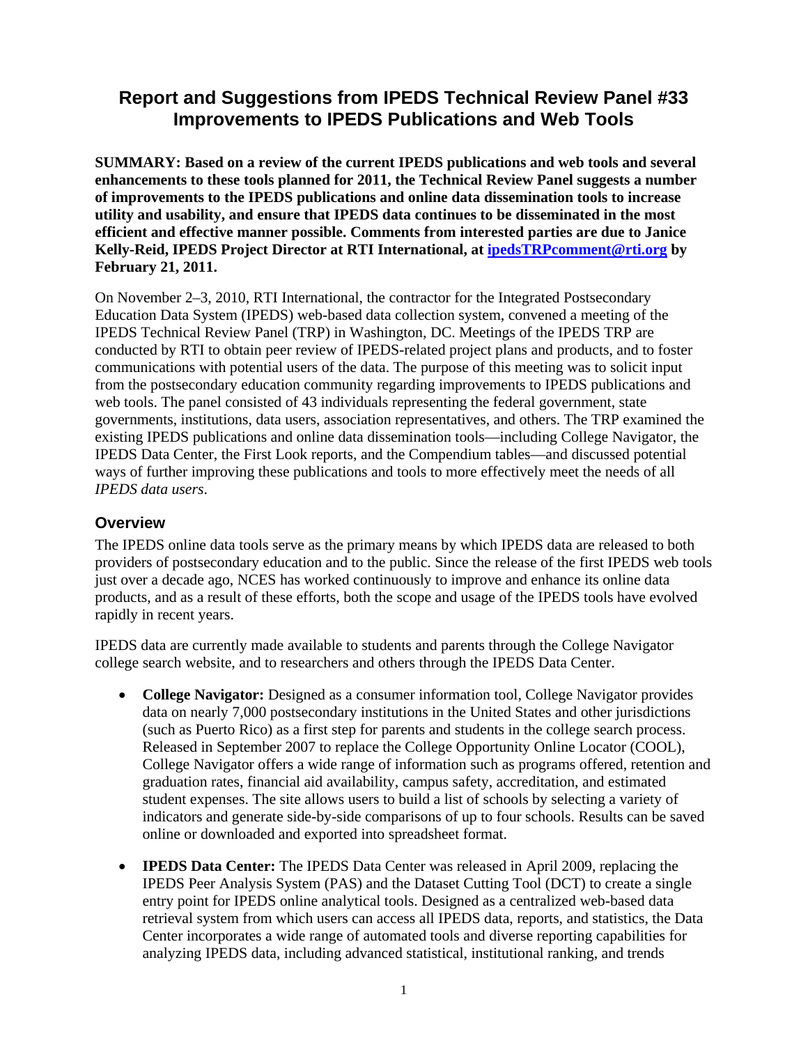# Report and Suggestions from IPEDS Technical Review Panel #33 Improvements to IPEDS Publications and Web Tools

**SUMMARY: Based on a review of the current IPEDS publications and web tools and several enhancements to these tools planned for 2011, the Technical Review Panel suggests a number of improvements to the IPEDS publications and online data dissemination tools to increase utility and usability, and ensure that IPEDS data continues to be disseminated in the most efficient and effective manner possible. Comments from interested parties are due to Janice Kelly-Reid, IPEDS Project Director at RTI International, at [ipedsTRPcomment@rti.org](mailto:ipedsTRPcomment@rti.org) by February 21, 2011.**

On November 2–3, 2010, RTI International, the contractor for the Integrated Postsecondary Education Data System (IPEDS) web-based data collection system, convened a meeting of the IPEDS Technical Review Panel (TRP) in Washington, DC. Meetings of the IPEDS TRP are conducted by RTI to obtain peer review of IPEDS-related project plans and products, and to foster communications with potential users of the data. The purpose of this meeting was to solicit input from the postsecondary education community regarding improvements to IPEDS publications and web tools. The panel consisted of 43 individuals representing the federal government, state governments, institutions, data users, association representatives, and others. The TRP examined the existing IPEDS publications and online data dissemination tools—including College Navigator, the IPEDS Data Center, the First Look reports, and the Compendium tables—and discussed potential ways of further improving these publications and tools to more effectively meet the needs of all *IPEDS data users*.

## Overview

The IPEDS online data tools serve as the primary means by which IPEDS data are released to both providers of postsecondary education and to the public. Since the release of the first IPEDS web tools just over a decade ago, NCES has worked continuously to improve and enhance its online data products, and as a result of these efforts, both the scope and usage of the IPEDS tools have evolved rapidly in recent years.

IPEDS data are currently made available to students and parents through the College Navigator college search website, and to researchers and others through the IPEDS Data Center.

- **College Navigator:** Designed as a consumer information tool, College Navigator provides data on nearly 7,000 postsecondary institutions in the United States and other jurisdictions (such as Puerto Rico) as a first step for parents and students in the college search process. Released in September 2007 to replace the College Opportunity Online Locator (COOL), College Navigator offers a wide range of information such as programs offered, retention and graduation rates, financial aid availability, campus safety, accreditation, and estimated student expenses. The site allows users to build a list of schools by selecting a variety of indicators and generate side-by-side comparisons of up to four schools. Results can be saved online or downloaded and exported into spreadsheet format.
- **IPEDS Data Center:** The IPEDS Data Center was released in April 2009, replacing the IPEDS Peer Analysis System (PAS) and the Dataset Cutting Tool (DCT) to create a single entry point for IPEDS online analytical tools. Designed as a centralized web-based data retrieval system from which users can access all IPEDS data, reports, and statistics, the Data Center incorporates a wide range of automated tools and diverse reporting capabilities for analyzing IPEDS data, including advanced statistical, institutional ranking, and trends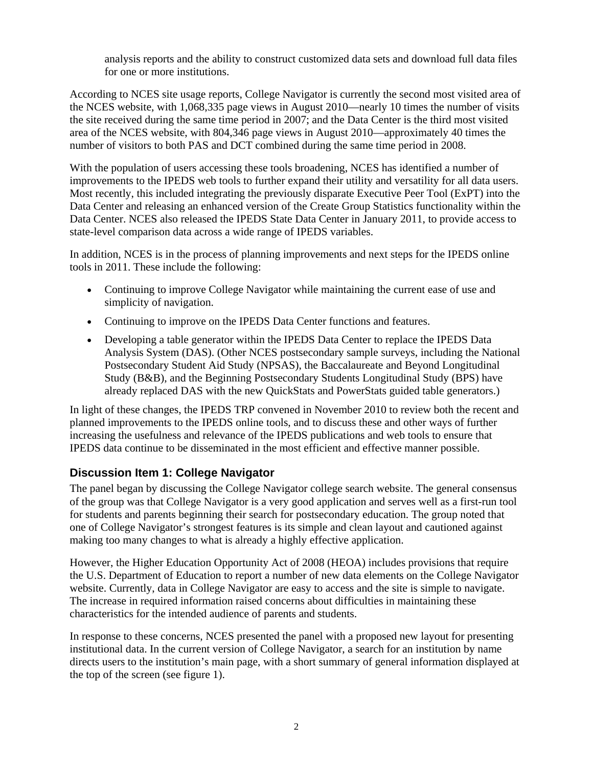analysis reports and the ability to construct customized data sets and download full data files for one or more institutions.

According to NCES site usage reports, College Navigator is currently the second most visited area of the NCES website, with 1,068,335 page views in August 2010—nearly 10 times the number of visits the site received during the same time period in 2007; and the Data Center is the third most visited area of the NCES website, with 804,346 page views in August 2010—approximately 40 times the number of visitors to both PAS and DCT combined during the same time period in 2008.

With the population of users accessing these tools broadening, NCES has identified a number of improvements to the IPEDS web tools to further expand their utility and versatility for all data users. Most recently, this included integrating the previously disparate Executive Peer Tool (ExPT) into the Data Center and releasing an enhanced version of the Create Group Statistics functionality within the Data Center. NCES also released the IPEDS State Data Center in January 2011, to provide access to state-level comparison data across a wide range of IPEDS variables.

In addition, NCES is in the process of planning improvements and next steps for the IPEDS online tools in 2011. These include the following:

- Continuing to improve College Navigator while maintaining the current ease of use and simplicity of navigation.
- Continuing to improve on the IPEDS Data Center functions and features.
- Developing a table generator within the IPEDS Data Center to replace the IPEDS Data Analysis System (DAS). (Other NCES postsecondary sample surveys, including the National Postsecondary Student Aid Study (NPSAS), the Baccalaureate and Beyond Longitudinal Study (B&B), and the Beginning Postsecondary Students Longitudinal Study (BPS) have already replaced DAS with the new QuickStats and PowerStats guided table generators.)

In light of these changes, the IPEDS TRP convened in November 2010 to review both the recent and planned improvements to the IPEDS online tools, and to discuss these and other ways of further increasing the usefulness and relevance of the IPEDS publications and web tools to ensure that IPEDS data continue to be disseminated in the most efficient and effective manner possible.

## Discussion Item 1: College Navigator

The panel began by discussing the College Navigator college search website. The general consensus of the group was that College Navigator is a very good application and serves well as a first-run tool for students and parents beginning their search for postsecondary education. The group noted that one of College Navigator's strongest features is its simple and clean layout and cautioned against making too many changes to what is already a highly effective application.

However, the Higher Education Opportunity Act of 2008 (HEOA) includes provisions that require the U.S. Department of Education to report a number of new data elements on the College Navigator website. Currently, data in College Navigator are easy to access and the site is simple to navigate. The increase in required information raised concerns about difficulties in maintaining these characteristics for the intended audience of parents and students.

In response to these concerns, NCES presented the panel with a proposed new layout for presenting institutional data. In the current version of College Navigator, a search for an institution by name directs users to the institution's main page, with a short summary of general information displayed at the top of the screen (see figure 1).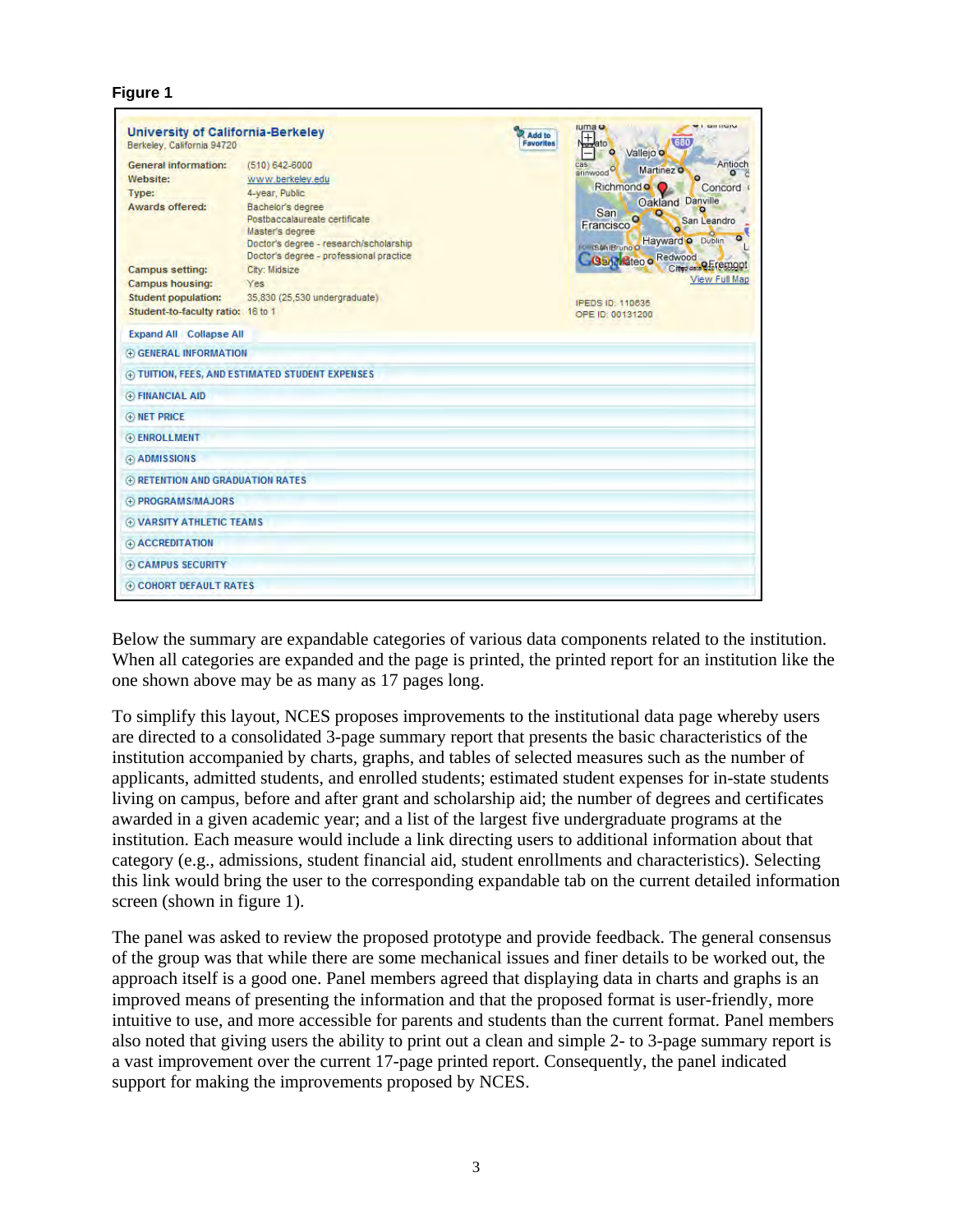**Figure 1**

University of California-Berkeley
Berkeley, California 94720

| | |
|---|---|
| General information: | (510) 642-6000 |
| Website: | www.berkeley.edu |
| Type: | 4-year, Public |
| Awards offered: | Bachelor's degree<br>Postbaccalaureate certificate<br>Master's degree<br>Doctor's degree - research/scholarship<br>Doctor's degree - professional practice |
| Campus setting: | City: Midsize |
| Campus housing: | Yes |
| Student population: | 35,830 (25,530 undergraduate) |
| Student-to-faculty ratio: | 16 to 1 |

IPEDS ID: 110635
OPE ID: 00131200

Expand All | Collapse All

- GENERAL INFORMATION
- TUITION, FEES, AND ESTIMATED STUDENT EXPENSES
- FINANCIAL AID
- NET PRICE
- ENROLLMENT
- ADMISSIONS
- RETENTION AND GRADUATION RATES
- PROGRAMS/MAJORS
- VARSITY ATHLETIC TEAMS
- ACCREDITATION
- CAMPUS SECURITY
- COHORT DEFAULT RATES

Below the summary are expandable categories of various data components related to the institution. When all categories are expanded and the page is printed, the printed report for an institution like the one shown above may be as many as 17 pages long.

To simplify this layout, NCES proposes improvements to the institutional data page whereby users are directed to a consolidated 3-page summary report that presents the basic characteristics of the institution accompanied by charts, graphs, and tables of selected measures such as the number of applicants, admitted students, and enrolled students; estimated student expenses for in-state students living on campus, before and after grant and scholarship aid; the number of degrees and certificates awarded in a given academic year; and a list of the largest five undergraduate programs at the institution. Each measure would include a link directing users to additional information about that category (e.g., admissions, student financial aid, student enrollments and characteristics). Selecting this link would bring the user to the corresponding expandable tab on the current detailed information screen (shown in figure 1).

The panel was asked to review the proposed prototype and provide feedback. The general consensus of the group was that while there are some mechanical issues and finer details to be worked out, the approach itself is a good one. Panel members agreed that displaying data in charts and graphs is an improved means of presenting the information and that the proposed format is user-friendly, more intuitive to use, and more accessible for parents and students than the current format. Panel members also noted that giving users the ability to print out a clean and simple 2- to 3-page summary report is a vast improvement over the current 17-page printed report. Consequently, the panel indicated support for making the improvements proposed by NCES.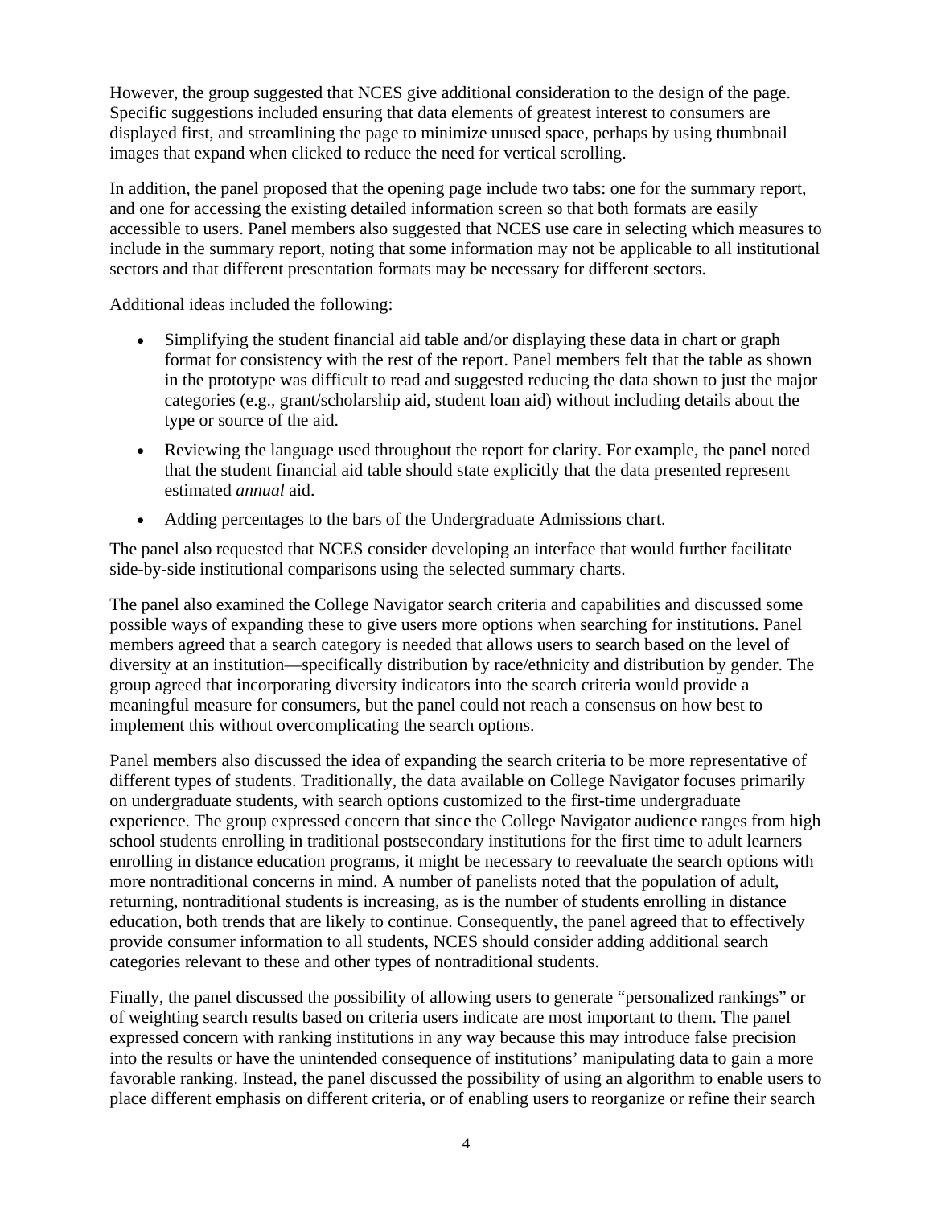However, the group suggested that NCES give additional consideration to the design of the page. Specific suggestions included ensuring that data elements of greatest interest to consumers are displayed first, and streamlining the page to minimize unused space, perhaps by using thumbnail images that expand when clicked to reduce the need for vertical scrolling.

In addition, the panel proposed that the opening page include two tabs: one for the summary report, and one for accessing the existing detailed information screen so that both formats are easily accessible to users. Panel members also suggested that NCES use care in selecting which measures to include in the summary report, noting that some information may not be applicable to all institutional sectors and that different presentation formats may be necessary for different sectors.

Additional ideas included the following:

- Simplifying the student financial aid table and/or displaying these data in chart or graph format for consistency with the rest of the report. Panel members felt that the table as shown in the prototype was difficult to read and suggested reducing the data shown to just the major categories (e.g., grant/scholarship aid, student loan aid) without including details about the type or source of the aid.
- Reviewing the language used throughout the report for clarity. For example, the panel noted that the student financial aid table should state explicitly that the data presented represent estimated *annual* aid.
- Adding percentages to the bars of the Undergraduate Admissions chart.

The panel also requested that NCES consider developing an interface that would further facilitate side-by-side institutional comparisons using the selected summary charts.

The panel also examined the College Navigator search criteria and capabilities and discussed some possible ways of expanding these to give users more options when searching for institutions. Panel members agreed that a search category is needed that allows users to search based on the level of diversity at an institution—specifically distribution by race/ethnicity and distribution by gender. The group agreed that incorporating diversity indicators into the search criteria would provide a meaningful measure for consumers, but the panel could not reach a consensus on how best to implement this without overcomplicating the search options.

Panel members also discussed the idea of expanding the search criteria to be more representative of different types of students. Traditionally, the data available on College Navigator focuses primarily on undergraduate students, with search options customized to the first-time undergraduate experience. The group expressed concern that since the College Navigator audience ranges from high school students enrolling in traditional postsecondary institutions for the first time to adult learners enrolling in distance education programs, it might be necessary to reevaluate the search options with more nontraditional concerns in mind. A number of panelists noted that the population of adult, returning, nontraditional students is increasing, as is the number of students enrolling in distance education, both trends that are likely to continue. Consequently, the panel agreed that to effectively provide consumer information to all students, NCES should consider adding additional search categories relevant to these and other types of nontraditional students.

Finally, the panel discussed the possibility of allowing users to generate "personalized rankings" or of weighting search results based on criteria users indicate are most important to them. The panel expressed concern with ranking institutions in any way because this may introduce false precision into the results or have the unintended consequence of institutions' manipulating data to gain a more favorable ranking. Instead, the panel discussed the possibility of using an algorithm to enable users to place different emphasis on different criteria, or of enabling users to reorganize or refine their search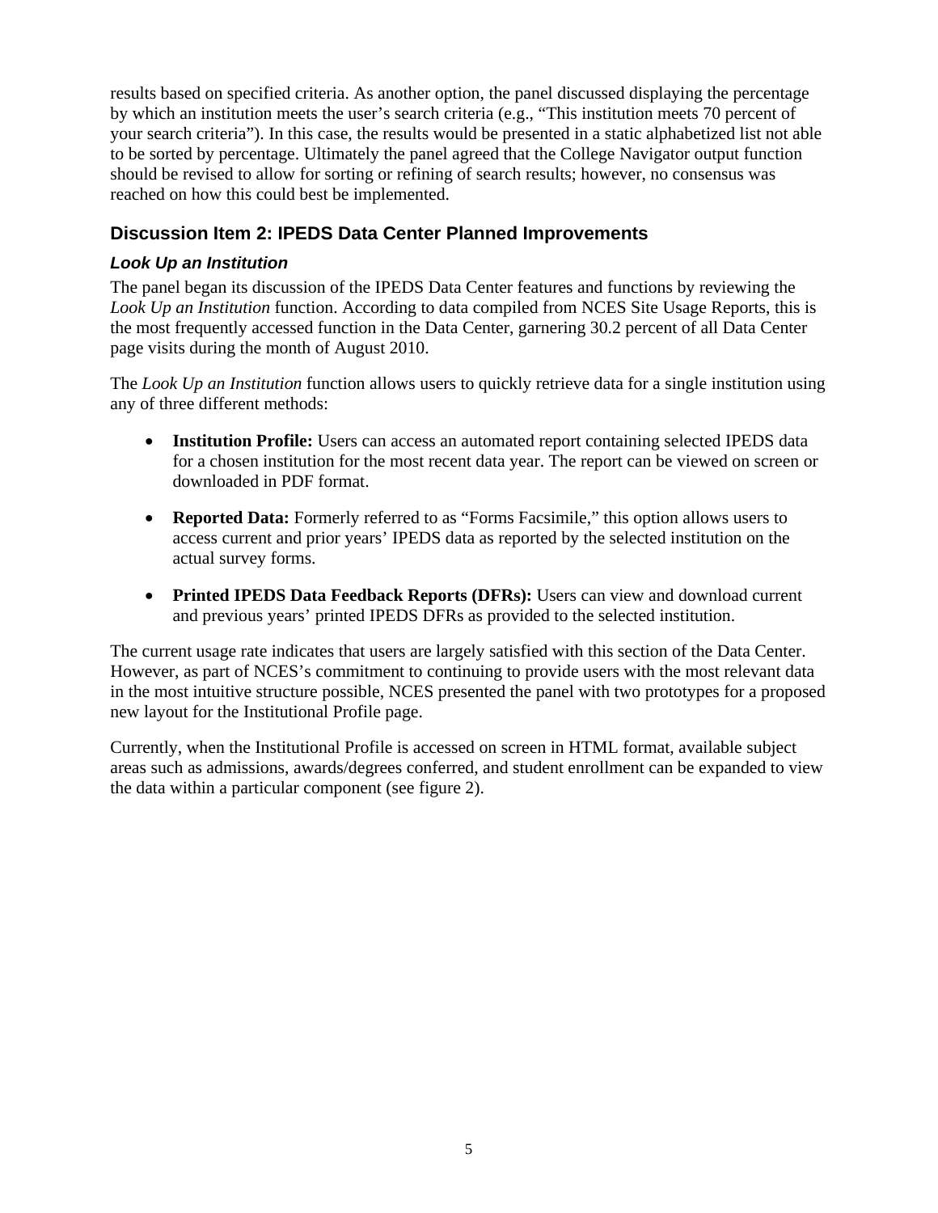results based on specified criteria. As another option, the panel discussed displaying the percentage by which an institution meets the user's search criteria (e.g., "This institution meets 70 percent of your search criteria"). In this case, the results would be presented in a static alphabetized list not able to be sorted by percentage. Ultimately the panel agreed that the College Navigator output function should be revised to allow for sorting or refining of search results; however, no consensus was reached on how this could best be implemented.

## Discussion Item 2: IPEDS Data Center Planned Improvements

### *Look Up an Institution*

The panel began its discussion of the IPEDS Data Center features and functions by reviewing the *Look Up an Institution* function. According to data compiled from NCES Site Usage Reports, this is the most frequently accessed function in the Data Center, garnering 30.2 percent of all Data Center page visits during the month of August 2010.

The *Look Up an Institution* function allows users to quickly retrieve data for a single institution using any of three different methods:

- **Institution Profile:** Users can access an automated report containing selected IPEDS data for a chosen institution for the most recent data year. The report can be viewed on screen or downloaded in PDF format.
- **Reported Data:** Formerly referred to as "Forms Facsimile," this option allows users to access current and prior years' IPEDS data as reported by the selected institution on the actual survey forms.
- **Printed IPEDS Data Feedback Reports (DFRs):** Users can view and download current and previous years' printed IPEDS DFRs as provided to the selected institution.

The current usage rate indicates that users are largely satisfied with this section of the Data Center. However, as part of NCES's commitment to continuing to provide users with the most relevant data in the most intuitive structure possible, NCES presented the panel with two prototypes for a proposed new layout for the Institutional Profile page.

Currently, when the Institutional Profile is accessed on screen in HTML format, available subject areas such as admissions, awards/degrees conferred, and student enrollment can be expanded to view the data within a particular component (see figure 2).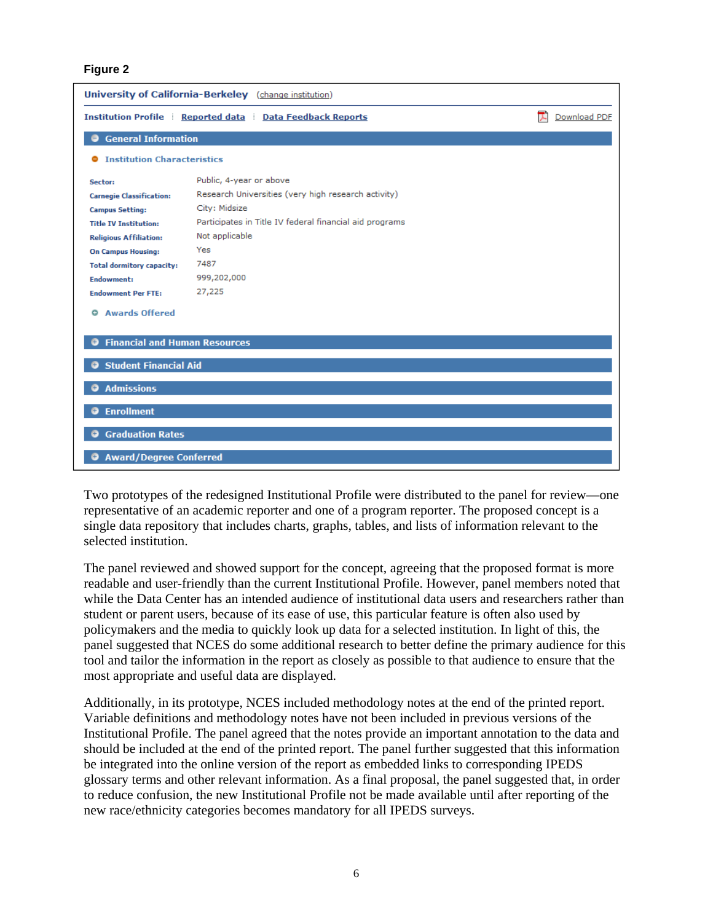**Figure 2**

**University of California-Berkeley** (change institution)

Institution Profile | Reported data | Data Feedback Reports | Download PDF

**General Information**

**Institution Characteristics**

| | |
|---|---|
| **Sector:** | Public, 4-year or above |
| **Carnegie Classification:** | Research Universities (very high research activity) |
| **Campus Setting:** | City: Midsize |
| **Title IV Institution:** | Participates in Title IV federal financial aid programs |
| **Religious Affiliation:** | Not applicable |
| **On Campus Housing:** | Yes |
| **Total dormitory capacity:** | 7487 |
| **Endowment:** | 999,202,000 |
| **Endowment Per FTE:** | 27,225 |

**Awards Offered**

**Financial and Human Resources**

**Student Financial Aid**

**Admissions**

**Enrollment**

**Graduation Rates**

**Award/Degree Conferred**

Two prototypes of the redesigned Institutional Profile were distributed to the panel for review—one representative of an academic reporter and one of a program reporter. The proposed concept is a single data repository that includes charts, graphs, tables, and lists of information relevant to the selected institution.

The panel reviewed and showed support for the concept, agreeing that the proposed format is more readable and user-friendly than the current Institutional Profile. However, panel members noted that while the Data Center has an intended audience of institutional data users and researchers rather than student or parent users, because of its ease of use, this particular feature is often also used by policymakers and the media to quickly look up data for a selected institution. In light of this, the panel suggested that NCES do some additional research to better define the primary audience for this tool and tailor the information in the report as closely as possible to that audience to ensure that the most appropriate and useful data are displayed.

Additionally, in its prototype, NCES included methodology notes at the end of the printed report. Variable definitions and methodology notes have not been included in previous versions of the Institutional Profile. The panel agreed that the notes provide an important annotation to the data and should be included at the end of the printed report. The panel further suggested that this information be integrated into the online version of the report as embedded links to corresponding IPEDS glossary terms and other relevant information. As a final proposal, the panel suggested that, in order to reduce confusion, the new Institutional Profile not be made available until after reporting of the new race/ethnicity categories becomes mandatory for all IPEDS surveys.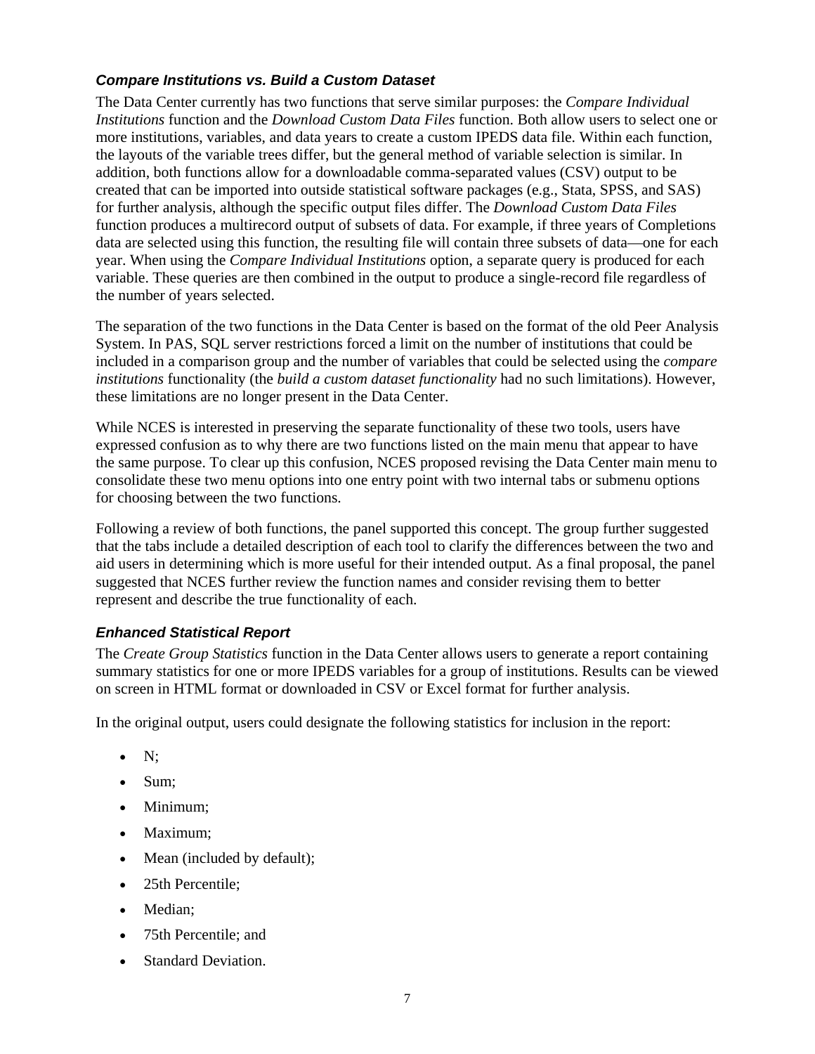### *Compare Institutions vs. Build a Custom Dataset*

The Data Center currently has two functions that serve similar purposes: the *Compare Individual Institutions* function and the *Download Custom Data Files* function. Both allow users to select one or more institutions, variables, and data years to create a custom IPEDS data file. Within each function, the layouts of the variable trees differ, but the general method of variable selection is similar. In addition, both functions allow for a downloadable comma-separated values (CSV) output to be created that can be imported into outside statistical software packages (e.g., Stata, SPSS, and SAS) for further analysis, although the specific output files differ. The *Download Custom Data Files* function produces a multirecord output of subsets of data. For example, if three years of Completions data are selected using this function, the resulting file will contain three subsets of data—one for each year. When using the *Compare Individual Institutions* option, a separate query is produced for each variable. These queries are then combined in the output to produce a single-record file regardless of the number of years selected.

The separation of the two functions in the Data Center is based on the format of the old Peer Analysis System. In PAS, SQL server restrictions forced a limit on the number of institutions that could be included in a comparison group and the number of variables that could be selected using the *compare institutions* functionality (the *build a custom dataset functionality* had no such limitations). However, these limitations are no longer present in the Data Center.

While NCES is interested in preserving the separate functionality of these two tools, users have expressed confusion as to why there are two functions listed on the main menu that appear to have the same purpose. To clear up this confusion, NCES proposed revising the Data Center main menu to consolidate these two menu options into one entry point with two internal tabs or submenu options for choosing between the two functions.

Following a review of both functions, the panel supported this concept. The group further suggested that the tabs include a detailed description of each tool to clarify the differences between the two and aid users in determining which is more useful for their intended output. As a final proposal, the panel suggested that NCES further review the function names and consider revising them to better represent and describe the true functionality of each.

### *Enhanced Statistical Report*

The *Create Group Statistics* function in the Data Center allows users to generate a report containing summary statistics for one or more IPEDS variables for a group of institutions. Results can be viewed on screen in HTML format or downloaded in CSV or Excel format for further analysis.

In the original output, users could designate the following statistics for inclusion in the report:

- N;
- Sum;
- Minimum;
- Maximum;
- Mean (included by default);
- 25th Percentile;
- Median;
- 75th Percentile; and
- Standard Deviation.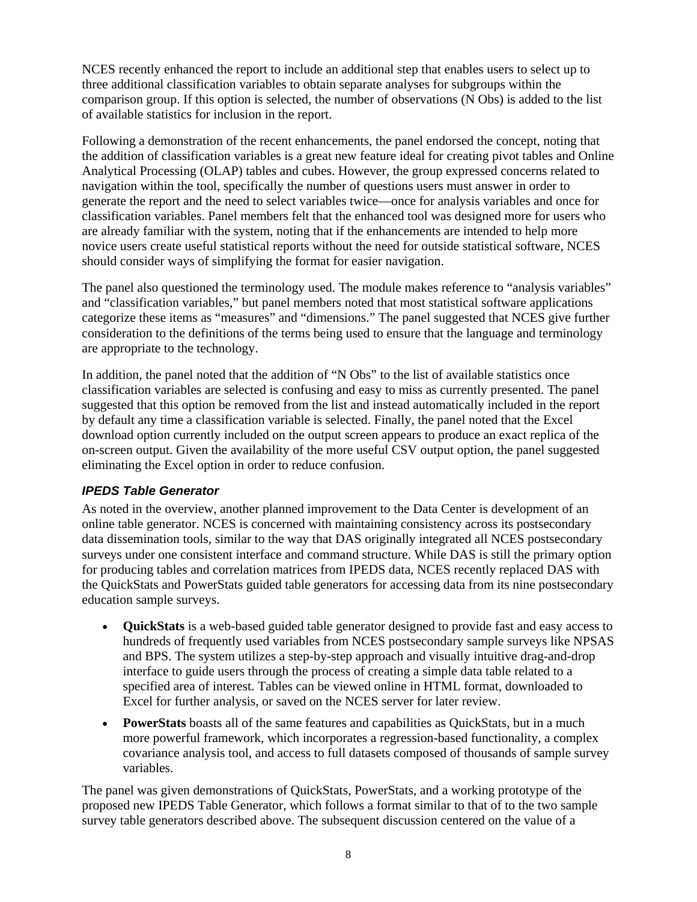NCES recently enhanced the report to include an additional step that enables users to select up to three additional classification variables to obtain separate analyses for subgroups within the comparison group. If this option is selected, the number of observations (N Obs) is added to the list of available statistics for inclusion in the report.

Following a demonstration of the recent enhancements, the panel endorsed the concept, noting that the addition of classification variables is a great new feature ideal for creating pivot tables and Online Analytical Processing (OLAP) tables and cubes. However, the group expressed concerns related to navigation within the tool, specifically the number of questions users must answer in order to generate the report and the need to select variables twice—once for analysis variables and once for classification variables. Panel members felt that the enhanced tool was designed more for users who are already familiar with the system, noting that if the enhancements are intended to help more novice users create useful statistical reports without the need for outside statistical software, NCES should consider ways of simplifying the format for easier navigation.

The panel also questioned the terminology used. The module makes reference to "analysis variables" and "classification variables," but panel members noted that most statistical software applications categorize these items as "measures" and "dimensions." The panel suggested that NCES give further consideration to the definitions of the terms being used to ensure that the language and terminology are appropriate to the technology.

In addition, the panel noted that the addition of "N Obs" to the list of available statistics once classification variables are selected is confusing and easy to miss as currently presented. The panel suggested that this option be removed from the list and instead automatically included in the report by default any time a classification variable is selected. Finally, the panel noted that the Excel download option currently included on the output screen appears to produce an exact replica of the on-screen output. Given the availability of the more useful CSV output option, the panel suggested eliminating the Excel option in order to reduce confusion.

### *IPEDS Table Generator*

As noted in the overview, another planned improvement to the Data Center is development of an online table generator. NCES is concerned with maintaining consistency across its postsecondary data dissemination tools, similar to the way that DAS originally integrated all NCES postsecondary surveys under one consistent interface and command structure. While DAS is still the primary option for producing tables and correlation matrices from IPEDS data, NCES recently replaced DAS with the QuickStats and PowerStats guided table generators for accessing data from its nine postsecondary education sample surveys.

- **QuickStats** is a web-based guided table generator designed to provide fast and easy access to hundreds of frequently used variables from NCES postsecondary sample surveys like NPSAS and BPS. The system utilizes a step-by-step approach and visually intuitive drag-and-drop interface to guide users through the process of creating a simple data table related to a specified area of interest. Tables can be viewed online in HTML format, downloaded to Excel for further analysis, or saved on the NCES server for later review.
- **PowerStats** boasts all of the same features and capabilities as QuickStats, but in a much more powerful framework, which incorporates a regression-based functionality, a complex covariance analysis tool, and access to full datasets composed of thousands of sample survey variables.

The panel was given demonstrations of QuickStats, PowerStats, and a working prototype of the proposed new IPEDS Table Generator, which follows a format similar to that of to the two sample survey table generators described above. The subsequent discussion centered on the value of a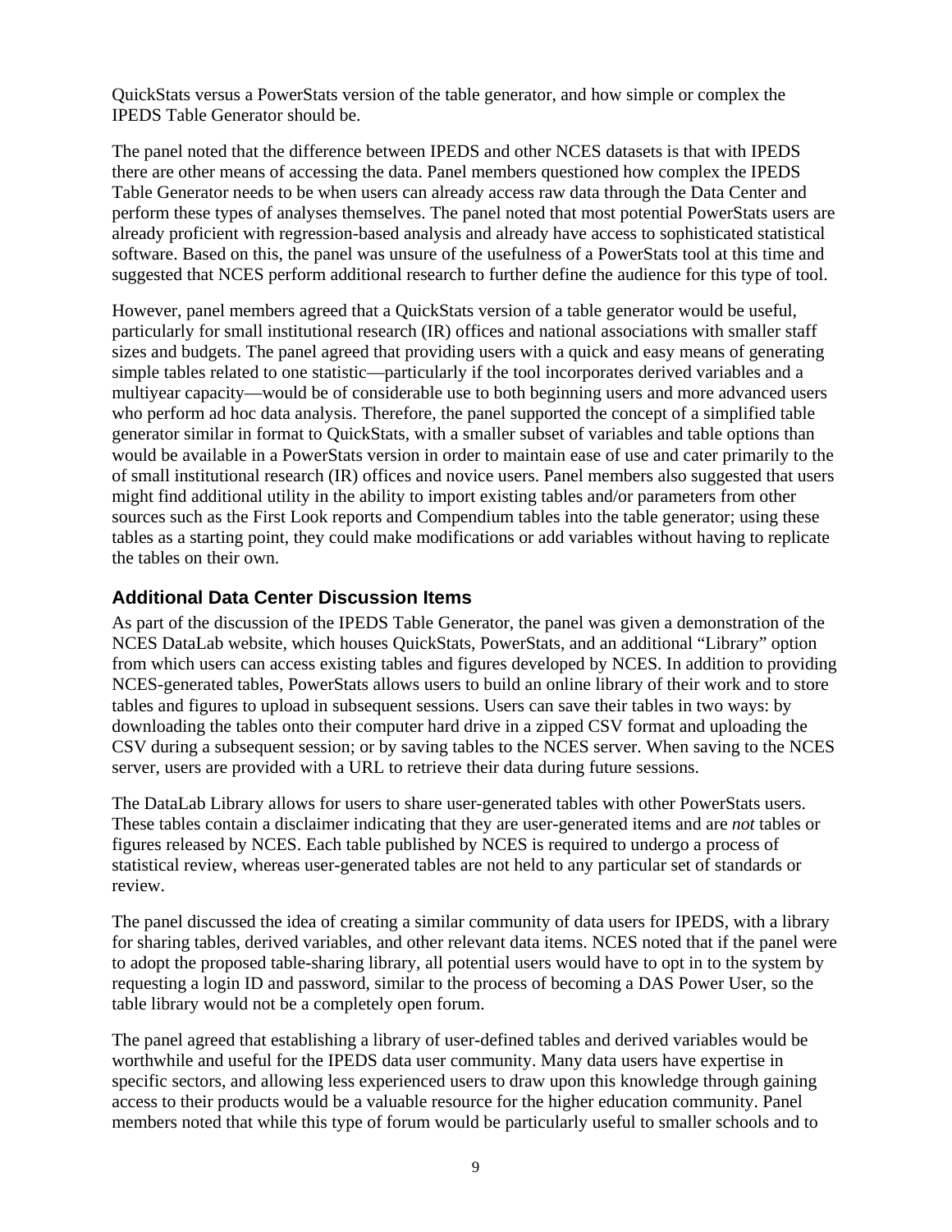QuickStats versus a PowerStats version of the table generator, and how simple or complex the IPEDS Table Generator should be.

The panel noted that the difference between IPEDS and other NCES datasets is that with IPEDS there are other means of accessing the data. Panel members questioned how complex the IPEDS Table Generator needs to be when users can already access raw data through the Data Center and perform these types of analyses themselves. The panel noted that most potential PowerStats users are already proficient with regression-based analysis and already have access to sophisticated statistical software. Based on this, the panel was unsure of the usefulness of a PowerStats tool at this time and suggested that NCES perform additional research to further define the audience for this type of tool.

However, panel members agreed that a QuickStats version of a table generator would be useful, particularly for small institutional research (IR) offices and national associations with smaller staff sizes and budgets. The panel agreed that providing users with a quick and easy means of generating simple tables related to one statistic—particularly if the tool incorporates derived variables and a multiyear capacity—would be of considerable use to both beginning users and more advanced users who perform ad hoc data analysis. Therefore, the panel supported the concept of a simplified table generator similar in format to QuickStats, with a smaller subset of variables and table options than would be available in a PowerStats version in order to maintain ease of use and cater primarily to the of small institutional research (IR) offices and novice users. Panel members also suggested that users might find additional utility in the ability to import existing tables and/or parameters from other sources such as the First Look reports and Compendium tables into the table generator; using these tables as a starting point, they could make modifications or add variables without having to replicate the tables on their own.

## Additional Data Center Discussion Items

As part of the discussion of the IPEDS Table Generator, the panel was given a demonstration of the NCES DataLab website, which houses QuickStats, PowerStats, and an additional "Library" option from which users can access existing tables and figures developed by NCES. In addition to providing NCES-generated tables, PowerStats allows users to build an online library of their work and to store tables and figures to upload in subsequent sessions. Users can save their tables in two ways: by downloading the tables onto their computer hard drive in a zipped CSV format and uploading the CSV during a subsequent session; or by saving tables to the NCES server. When saving to the NCES server, users are provided with a URL to retrieve their data during future sessions.

The DataLab Library allows for users to share user-generated tables with other PowerStats users. These tables contain a disclaimer indicating that they are user-generated items and are *not* tables or figures released by NCES. Each table published by NCES is required to undergo a process of statistical review, whereas user-generated tables are not held to any particular set of standards or review.

The panel discussed the idea of creating a similar community of data users for IPEDS, with a library for sharing tables, derived variables, and other relevant data items. NCES noted that if the panel were to adopt the proposed table-sharing library, all potential users would have to opt in to the system by requesting a login ID and password, similar to the process of becoming a DAS Power User, so the table library would not be a completely open forum.

The panel agreed that establishing a library of user-defined tables and derived variables would be worthwhile and useful for the IPEDS data user community. Many data users have expertise in specific sectors, and allowing less experienced users to draw upon this knowledge through gaining access to their products would be a valuable resource for the higher education community. Panel members noted that while this type of forum would be particularly useful to smaller schools and to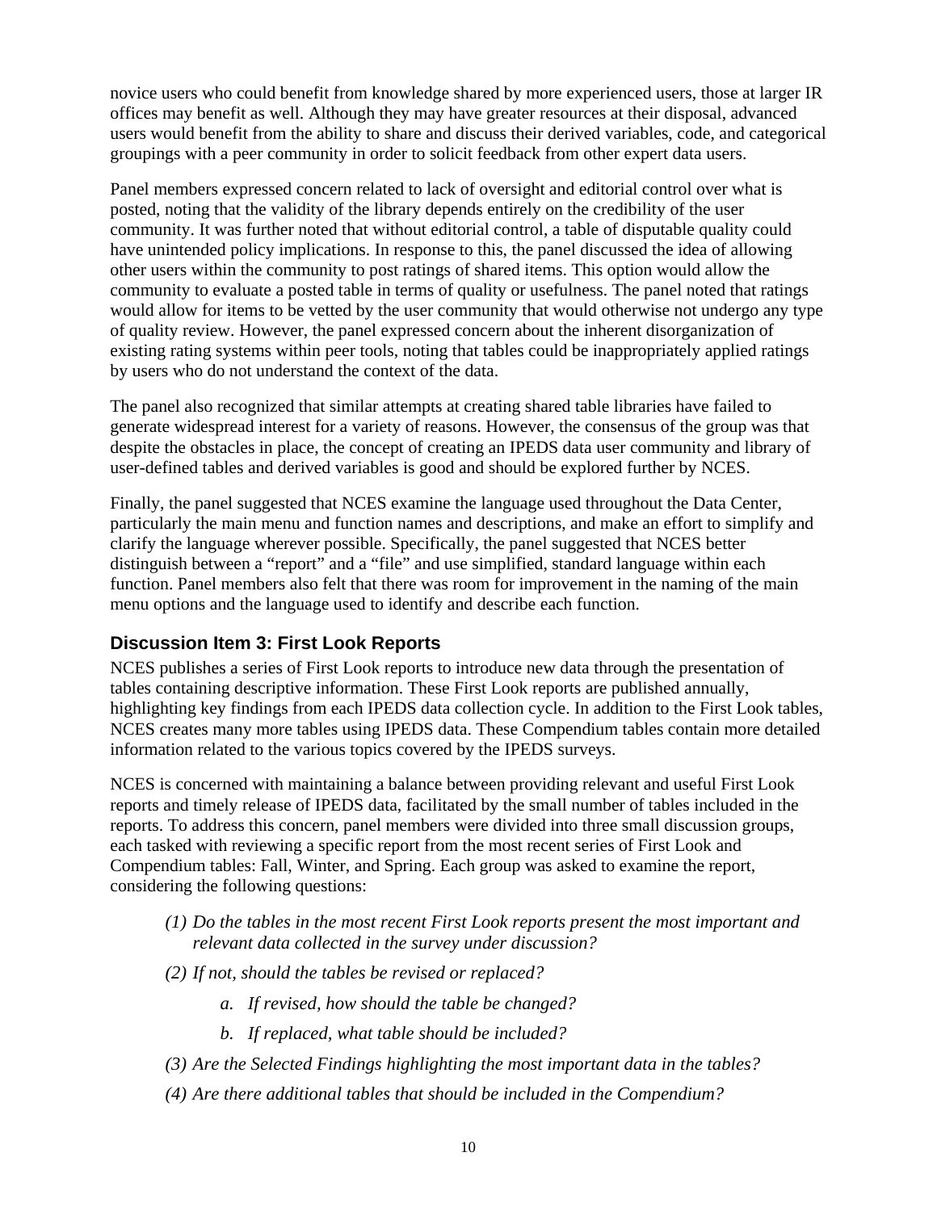novice users who could benefit from knowledge shared by more experienced users, those at larger IR offices may benefit as well. Although they may have greater resources at their disposal, advanced users would benefit from the ability to share and discuss their derived variables, code, and categorical groupings with a peer community in order to solicit feedback from other expert data users.

Panel members expressed concern related to lack of oversight and editorial control over what is posted, noting that the validity of the library depends entirely on the credibility of the user community. It was further noted that without editorial control, a table of disputable quality could have unintended policy implications. In response to this, the panel discussed the idea of allowing other users within the community to post ratings of shared items. This option would allow the community to evaluate a posted table in terms of quality or usefulness. The panel noted that ratings would allow for items to be vetted by the user community that would otherwise not undergo any type of quality review. However, the panel expressed concern about the inherent disorganization of existing rating systems within peer tools, noting that tables could be inappropriately applied ratings by users who do not understand the context of the data.

The panel also recognized that similar attempts at creating shared table libraries have failed to generate widespread interest for a variety of reasons. However, the consensus of the group was that despite the obstacles in place, the concept of creating an IPEDS data user community and library of user-defined tables and derived variables is good and should be explored further by NCES.

Finally, the panel suggested that NCES examine the language used throughout the Data Center, particularly the main menu and function names and descriptions, and make an effort to simplify and clarify the language wherever possible. Specifically, the panel suggested that NCES better distinguish between a "report" and a "file" and use simplified, standard language within each function. Panel members also felt that there was room for improvement in the naming of the main menu options and the language used to identify and describe each function.

## Discussion Item 3: First Look Reports

NCES publishes a series of First Look reports to introduce new data through the presentation of tables containing descriptive information. These First Look reports are published annually, highlighting key findings from each IPEDS data collection cycle. In addition to the First Look tables, NCES creates many more tables using IPEDS data. These Compendium tables contain more detailed information related to the various topics covered by the IPEDS surveys.

NCES is concerned with maintaining a balance between providing relevant and useful First Look reports and timely release of IPEDS data, facilitated by the small number of tables included in the reports. To address this concern, panel members were divided into three small discussion groups, each tasked with reviewing a specific report from the most recent series of First Look and Compendium tables: Fall, Winter, and Spring. Each group was asked to examine the report, considering the following questions:

(1) *Do the tables in the most recent First Look reports present the most important and relevant data collected in the survey under discussion?*

(2) *If not, should the tables be revised or replaced?*

   a. *If revised, how should the table be changed?*

   b. *If replaced, what table should be included?*

(3) *Are the Selected Findings highlighting the most important data in the tables?*

(4) *Are there additional tables that should be included in the Compendium?*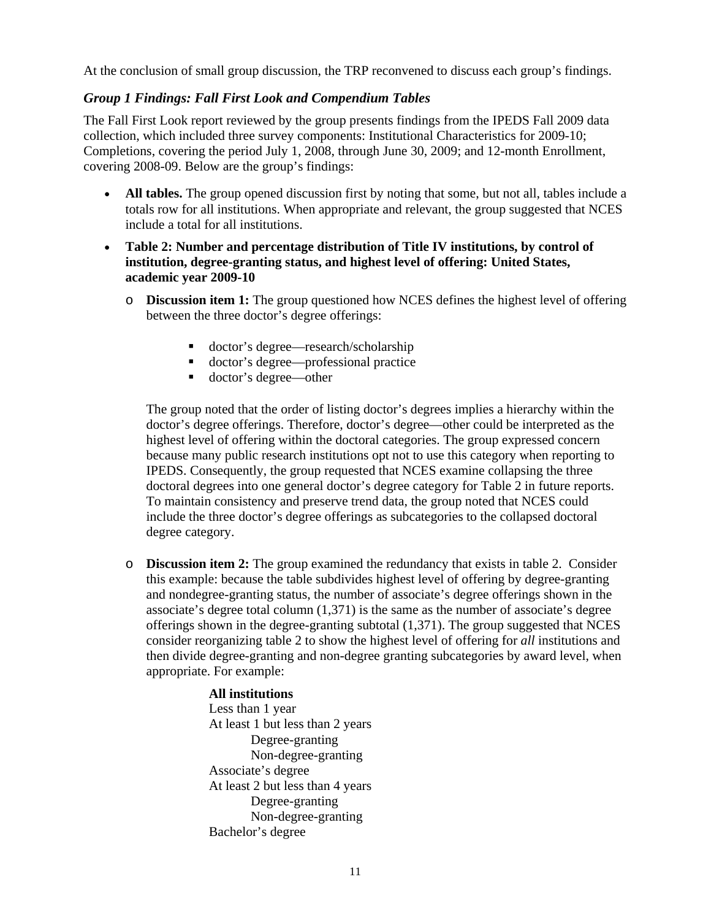At the conclusion of small group discussion, the TRP reconvened to discuss each group's findings.

### *Group 1 Findings: Fall First Look and Compendium Tables*

The Fall First Look report reviewed by the group presents findings from the IPEDS Fall 2009 data collection, which included three survey components: Institutional Characteristics for 2009-10; Completions, covering the period July 1, 2008, through June 30, 2009; and 12-month Enrollment, covering 2008-09. Below are the group's findings:

- **All tables.** The group opened discussion first by noting that some, but not all, tables include a totals row for all institutions. When appropriate and relevant, the group suggested that NCES include a total for all institutions.
- **Table 2: Number and percentage distribution of Title IV institutions, by control of institution, degree-granting status, and highest level of offering: United States, academic year 2009-10**
  - **Discussion item 1:** The group questioned how NCES defines the highest level of offering between the three doctor's degree offerings:
    - doctor's degree—research/scholarship
    - doctor's degree—professional practice
    - doctor's degree—other

    The group noted that the order of listing doctor's degrees implies a hierarchy within the doctor's degree offerings. Therefore, doctor's degree—other could be interpreted as the highest level of offering within the doctoral categories. The group expressed concern because many public research institutions opt not to use this category when reporting to IPEDS. Consequently, the group requested that NCES examine collapsing the three doctoral degrees into one general doctor's degree category for Table 2 in future reports. To maintain consistency and preserve trend data, the group noted that NCES could include the three doctor's degree offerings as subcategories to the collapsed doctoral degree category.

  - **Discussion item 2:** The group examined the redundancy that exists in table 2. Consider this example: because the table subdivides highest level of offering by degree-granting and nondegree-granting status, the number of associate's degree offerings shown in the associate's degree total column (1,371) is the same as the number of associate's degree offerings shown in the degree-granting subtotal (1,371). The group suggested that NCES consider reorganizing table 2 to show the highest level of offering for *all* institutions and then divide degree-granting and non-degree granting subcategories by award level, when appropriate. For example:

    **All institutions**
    Less than 1 year
    At least 1 but less than 2 years
        Degree-granting
        Non-degree-granting
    Associate's degree
    At least 2 but less than 4 years
        Degree-granting
        Non-degree-granting
    Bachelor's degree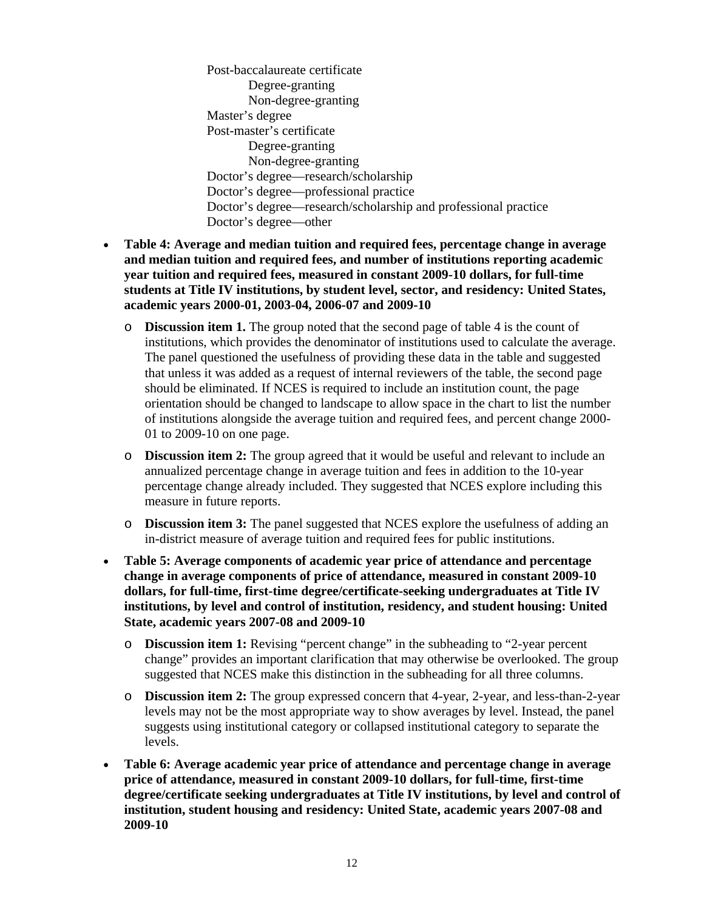- Post-baccalaureate certificate
    - Degree-granting
    - Non-degree-granting
- Master's degree
- Post-master's certificate
    - Degree-granting
    - Non-degree-granting
- Doctor's degree—research/scholarship
- Doctor's degree—professional practice
- Doctor's degree—research/scholarship and professional practice
- Doctor's degree—other

- **Table 4: Average and median tuition and required fees, percentage change in average and median tuition and required fees, and number of institutions reporting academic year tuition and required fees, measured in constant 2009-10 dollars, for full-time students at Title IV institutions, by student level, sector, and residency: United States, academic years 2000-01, 2003-04, 2006-07 and 2009-10**
    - **Discussion item 1.** The group noted that the second page of table 4 is the count of institutions, which provides the denominator of institutions used to calculate the average. The panel questioned the usefulness of providing these data in the table and suggested that unless it was added as a request of internal reviewers of the table, the second page should be eliminated. If NCES is required to include an institution count, the page orientation should be changed to landscape to allow space in the chart to list the number of institutions alongside the average tuition and required fees, and percent change 2000-01 to 2009-10 on one page.
    - **Discussion item 2:** The group agreed that it would be useful and relevant to include an annualized percentage change in average tuition and fees in addition to the 10-year percentage change already included. They suggested that NCES explore including this measure in future reports.
    - **Discussion item 3:** The panel suggested that NCES explore the usefulness of adding an in-district measure of average tuition and required fees for public institutions.
- **Table 5: Average components of academic year price of attendance and percentage change in average components of price of attendance, measured in constant 2009-10 dollars, for full-time, first-time degree/certificate-seeking undergraduates at Title IV institutions, by level and control of institution, residency, and student housing: United State, academic years 2007-08 and 2009-10**
    - **Discussion item 1:** Revising "percent change" in the subheading to "2-year percent change" provides an important clarification that may otherwise be overlooked. The group suggested that NCES make this distinction in the subheading for all three columns.
    - **Discussion item 2:** The group expressed concern that 4-year, 2-year, and less-than-2-year levels may not be the most appropriate way to show averages by level. Instead, the panel suggests using institutional category or collapsed institutional category to separate the levels.
- **Table 6: Average academic year price of attendance and percentage change in average price of attendance, measured in constant 2009-10 dollars, for full-time, first-time degree/certificate seeking undergraduates at Title IV institutions, by level and control of institution, student housing and residency: United State, academic years 2007-08 and 2009-10**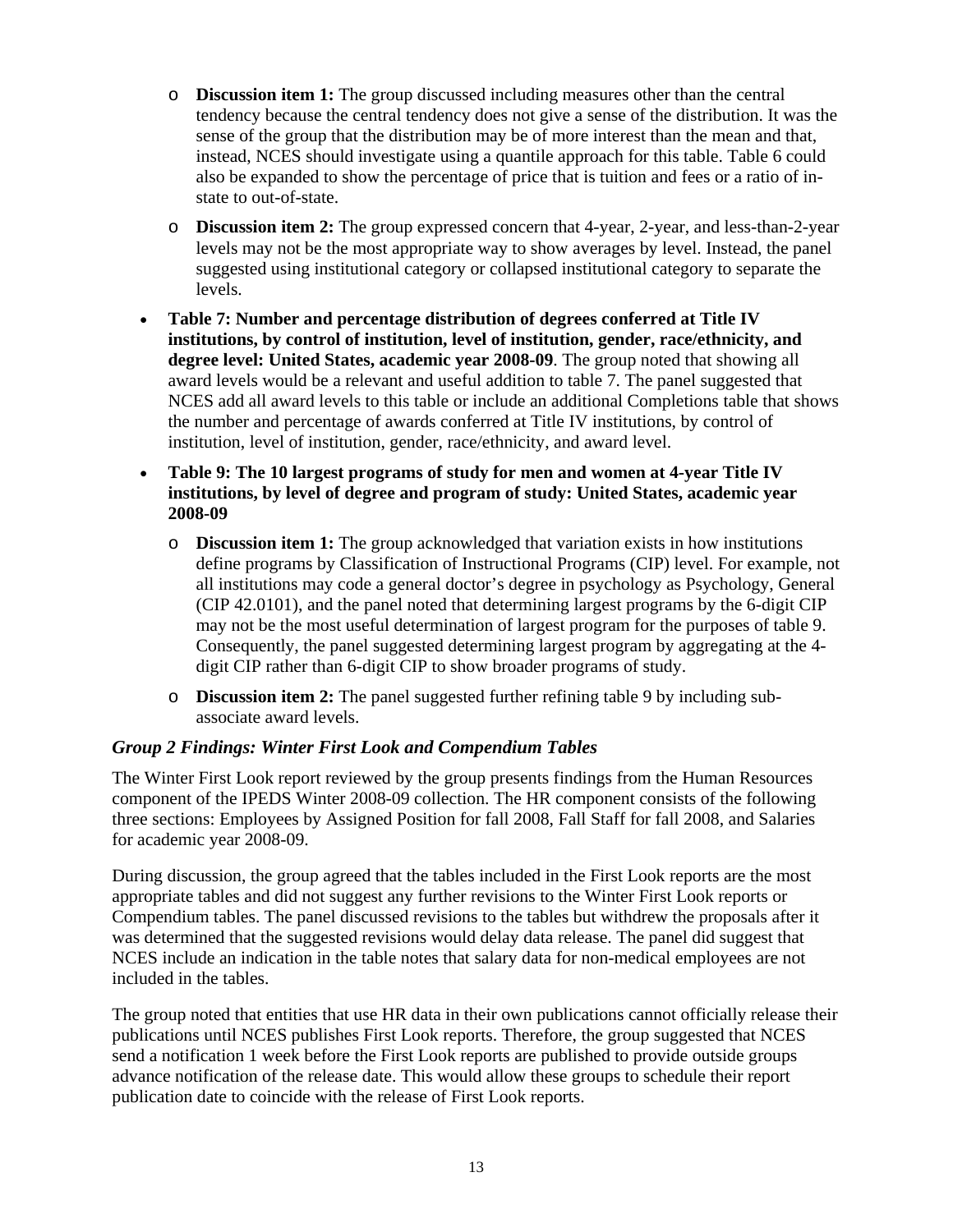- **Discussion item 1:** The group discussed including measures other than the central tendency because the central tendency does not give a sense of the distribution. It was the sense of the group that the distribution may be of more interest than the mean and that, instead, NCES should investigate using a quantile approach for this table. Table 6 could also be expanded to show the percentage of price that is tuition and fees or a ratio of in-state to out-of-state.
   - **Discussion item 2:** The group expressed concern that 4-year, 2-year, and less-than-2-year levels may not be the most appropriate way to show averages by level. Instead, the panel suggested using institutional category or collapsed institutional category to separate the levels.

- **Table 7: Number and percentage distribution of degrees conferred at Title IV institutions, by control of institution, level of institution, gender, race/ethnicity, and degree level: United States, academic year 2008-09**. The group noted that showing all award levels would be a relevant and useful addition to table 7. The panel suggested that NCES add all award levels to this table or include an additional Completions table that shows the number and percentage of awards conferred at Title IV institutions, by control of institution, level of institution, gender, race/ethnicity, and award level.
- **Table 9: The 10 largest programs of study for men and women at 4-year Title IV institutions, by level of degree and program of study: United States, academic year 2008-09**
   - **Discussion item 1:** The group acknowledged that variation exists in how institutions define programs by Classification of Instructional Programs (CIP) level. For example, not all institutions may code a general doctor's degree in psychology as Psychology, General (CIP 42.0101), and the panel noted that determining largest programs by the 6-digit CIP may not be the most useful determination of largest program for the purposes of table 9. Consequently, the panel suggested determining largest program by aggregating at the 4-digit CIP rather than 6-digit CIP to show broader programs of study.
   - **Discussion item 2:** The panel suggested further refining table 9 by including sub-associate award levels.

### *Group 2 Findings: Winter First Look and Compendium Tables*

The Winter First Look report reviewed by the group presents findings from the Human Resources component of the IPEDS Winter 2008-09 collection. The HR component consists of the following three sections: Employees by Assigned Position for fall 2008, Fall Staff for fall 2008, and Salaries for academic year 2008-09.

During discussion, the group agreed that the tables included in the First Look reports are the most appropriate tables and did not suggest any further revisions to the Winter First Look reports or Compendium tables. The panel discussed revisions to the tables but withdrew the proposals after it was determined that the suggested revisions would delay data release. The panel did suggest that NCES include an indication in the table notes that salary data for non-medical employees are not included in the tables.

The group noted that entities that use HR data in their own publications cannot officially release their publications until NCES publishes First Look reports. Therefore, the group suggested that NCES send a notification 1 week before the First Look reports are published to provide outside groups advance notification of the release date. This would allow these groups to schedule their report publication date to coincide with the release of First Look reports.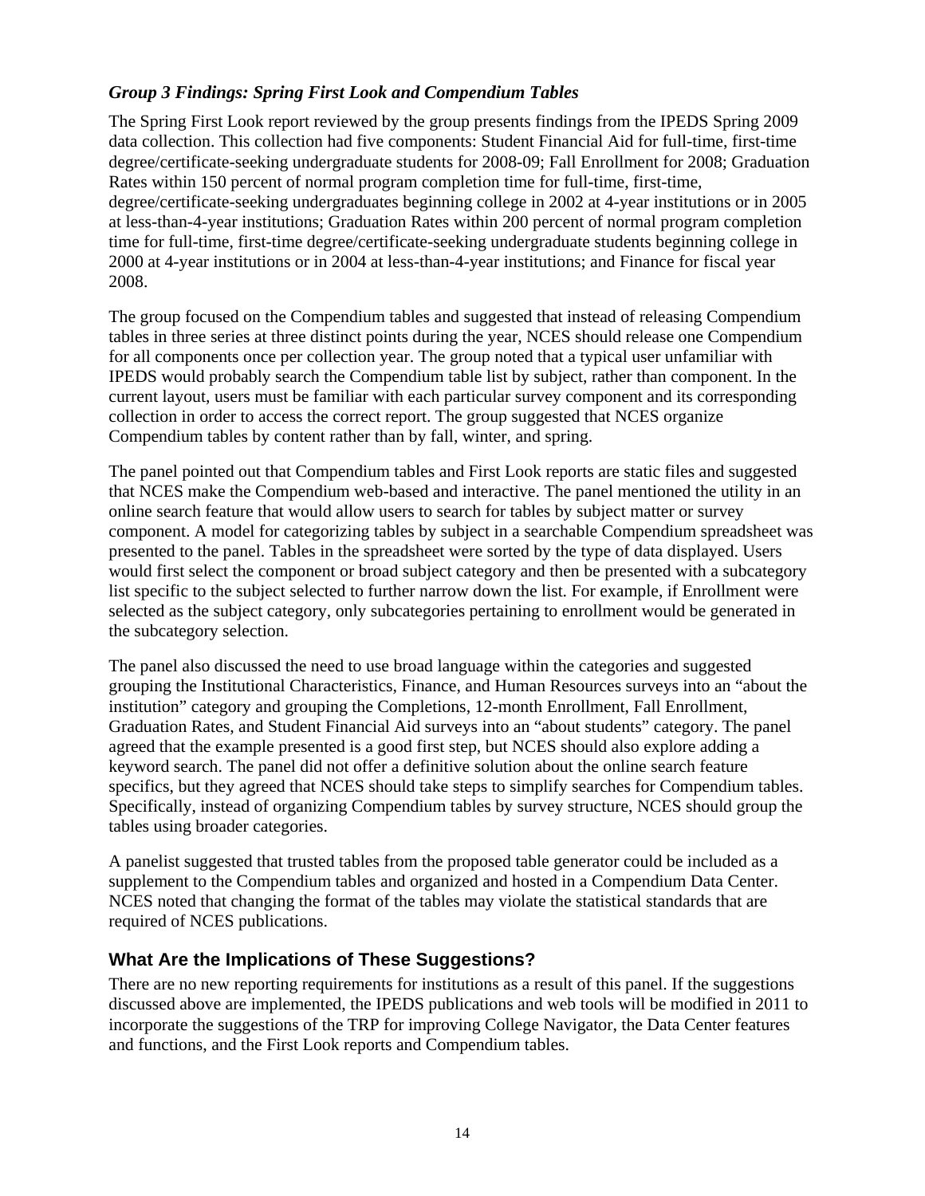### *Group 3 Findings: Spring First Look and Compendium Tables*

The Spring First Look report reviewed by the group presents findings from the IPEDS Spring 2009 data collection. This collection had five components: Student Financial Aid for full-time, first-time degree/certificate-seeking undergraduate students for 2008-09; Fall Enrollment for 2008; Graduation Rates within 150 percent of normal program completion time for full-time, first-time, degree/certificate-seeking undergraduates beginning college in 2002 at 4-year institutions or in 2005 at less-than-4-year institutions; Graduation Rates within 200 percent of normal program completion time for full-time, first-time degree/certificate-seeking undergraduate students beginning college in 2000 at 4-year institutions or in 2004 at less-than-4-year institutions; and Finance for fiscal year 2008.

The group focused on the Compendium tables and suggested that instead of releasing Compendium tables in three series at three distinct points during the year, NCES should release one Compendium for all components once per collection year. The group noted that a typical user unfamiliar with IPEDS would probably search the Compendium table list by subject, rather than component. In the current layout, users must be familiar with each particular survey component and its corresponding collection in order to access the correct report. The group suggested that NCES organize Compendium tables by content rather than by fall, winter, and spring.

The panel pointed out that Compendium tables and First Look reports are static files and suggested that NCES make the Compendium web-based and interactive. The panel mentioned the utility in an online search feature that would allow users to search for tables by subject matter or survey component. A model for categorizing tables by subject in a searchable Compendium spreadsheet was presented to the panel. Tables in the spreadsheet were sorted by the type of data displayed. Users would first select the component or broad subject category and then be presented with a subcategory list specific to the subject selected to further narrow down the list. For example, if Enrollment were selected as the subject category, only subcategories pertaining to enrollment would be generated in the subcategory selection.

The panel also discussed the need to use broad language within the categories and suggested grouping the Institutional Characteristics, Finance, and Human Resources surveys into an "about the institution" category and grouping the Completions, 12-month Enrollment, Fall Enrollment, Graduation Rates, and Student Financial Aid surveys into an "about students" category. The panel agreed that the example presented is a good first step, but NCES should also explore adding a keyword search. The panel did not offer a definitive solution about the online search feature specifics, but they agreed that NCES should take steps to simplify searches for Compendium tables. Specifically, instead of organizing Compendium tables by survey structure, NCES should group the tables using broader categories.

A panelist suggested that trusted tables from the proposed table generator could be included as a supplement to the Compendium tables and organized and hosted in a Compendium Data Center. NCES noted that changing the format of the tables may violate the statistical standards that are required of NCES publications.

## What Are the Implications of These Suggestions?

There are no new reporting requirements for institutions as a result of this panel. If the suggestions discussed above are implemented, the IPEDS publications and web tools will be modified in 2011 to incorporate the suggestions of the TRP for improving College Navigator, the Data Center features and functions, and the First Look reports and Compendium tables.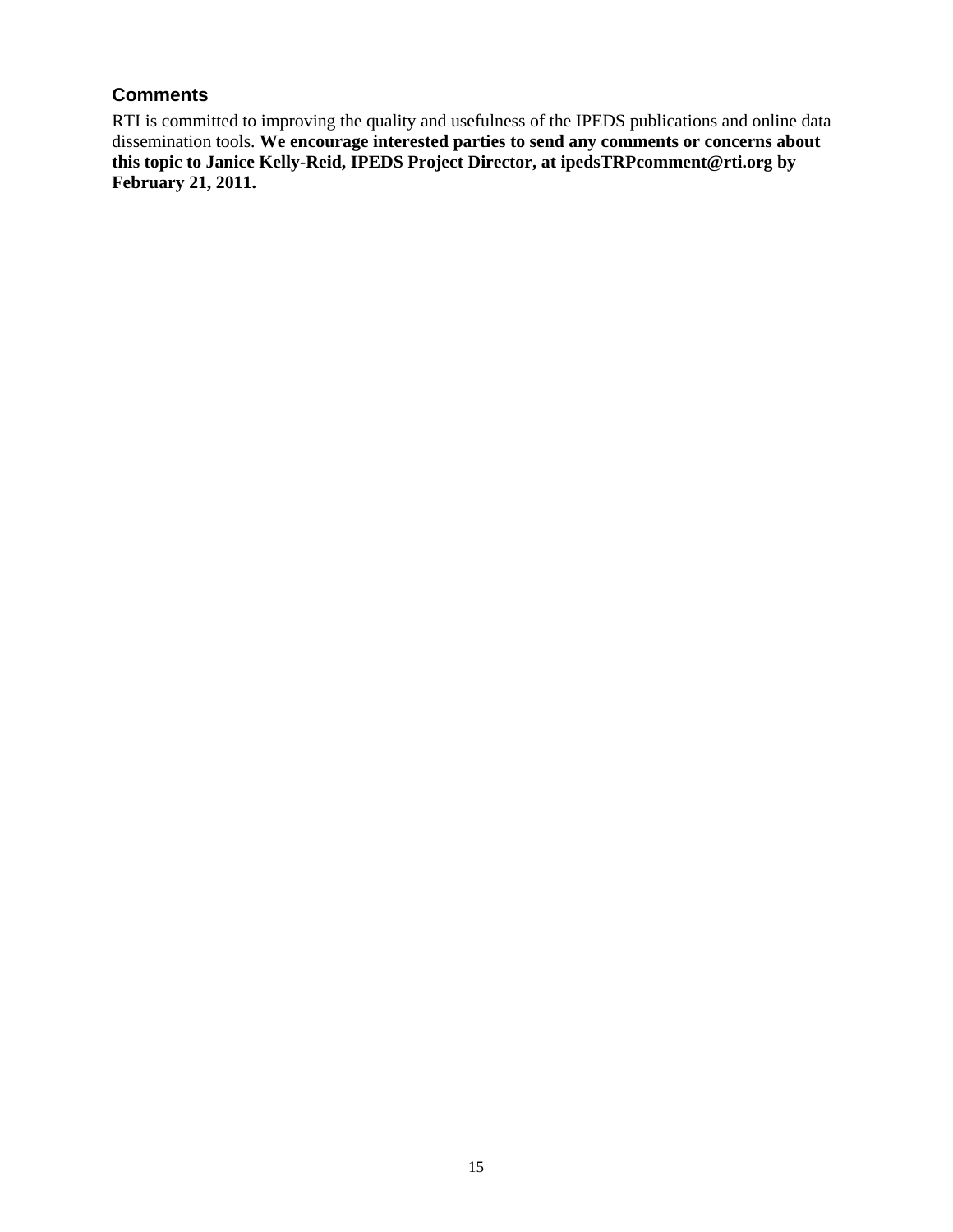## Comments

RTI is committed to improving the quality and usefulness of the IPEDS publications and online data dissemination tools. **We encourage interested parties to send any comments or concerns about this topic to Janice Kelly-Reid, IPEDS Project Director, at ipedsTRPcomment@rti.org by February 21, 2011.**